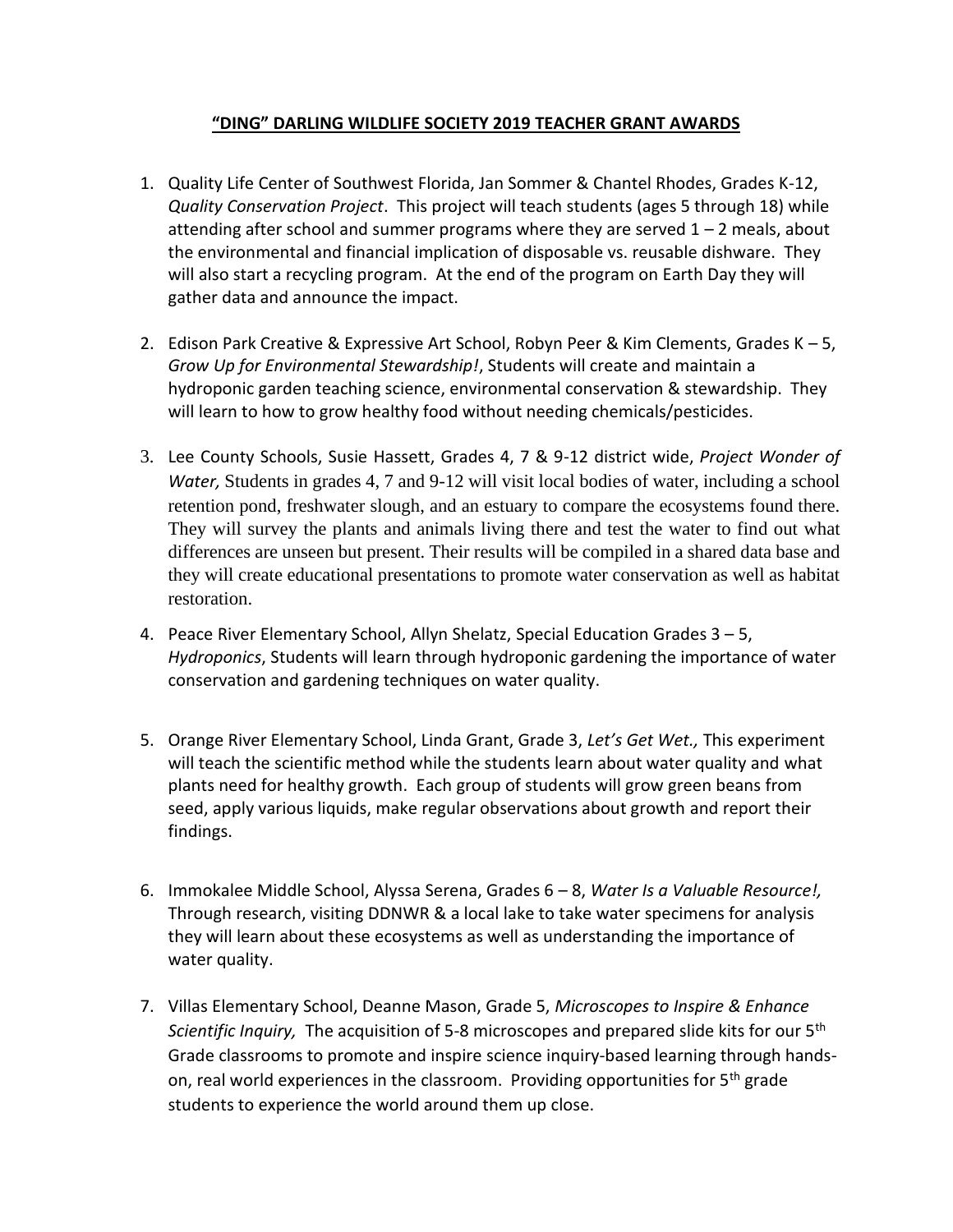# **"DING" DARLING WILDLIFE SOCIETY 2019 TEACHER GRANT AWARDS**

1. Quality Life Center of Southwest Florida, Jan Sommer & Chantel Rhodes, Grades K-12, *Quality Conservation Project*. This project will teach students (ages 5 through 18) while attending after school and summer programs where they are served 1 – 2 meals, about the environmental and financial implication of disposable vs. reusable dishware. They will also start a recycling program. At the end of the program on Earth Day they will gather data and announce the impact.

2. Edison Park Creative & Expressive Art School, Robyn Peer & Kim Clements, Grades K – 5, *Grow Up for Environmental Stewardship!*, Students will create and maintain a hydroponic garden teaching science, environmental conservation & stewardship. They will learn to how to grow healthy food without needing chemicals/pesticides.

3. Lee County Schools, Susie Hassett, Grades 4, 7 & 9-12 district wide, *Project Wonder of Water,* Students in grades 4, 7 and 9-12 will visit local bodies of water, including a school retention pond, freshwater slough, and an estuary to compare the ecosystems found there. They will survey the plants and animals living there and test the water to find out what differences are unseen but present. Their results will be compiled in a shared data base and they will create educational presentations to promote water conservation as well as habitat restoration.

4. Peace River Elementary School, Allyn Shelatz, Special Education Grades 3 – 5, *Hydroponics*, Students will learn through hydroponic gardening the importance of water conservation and gardening techniques on water quality.

5. Orange River Elementary School, Linda Grant, Grade 3, *Let's Get Wet.,* This experiment will teach the scientific method while the students learn about water quality and what plants need for healthy growth. Each group of students will grow green beans from seed, apply various liquids, make regular observations about growth and report their findings.

6. Immokalee Middle School, Alyssa Serena, Grades 6 – 8, *Water Is a Valuable Resource!,* Through research, visiting DDNWR & a local lake to take water specimens for analysis they will learn about these ecosystems as well as understanding the importance of water quality.

7. Villas Elementary School, Deanne Mason, Grade 5, *Microscopes to Inspire & Enhance Scientific Inquiry,* The acquisition of 5-8 microscopes and prepared slide kits for our 5th Grade classrooms to promote and inspire science inquiry-based learning through hands-on, real world experiences in the classroom. Providing opportunities for 5th grade students to experience the world around them up close.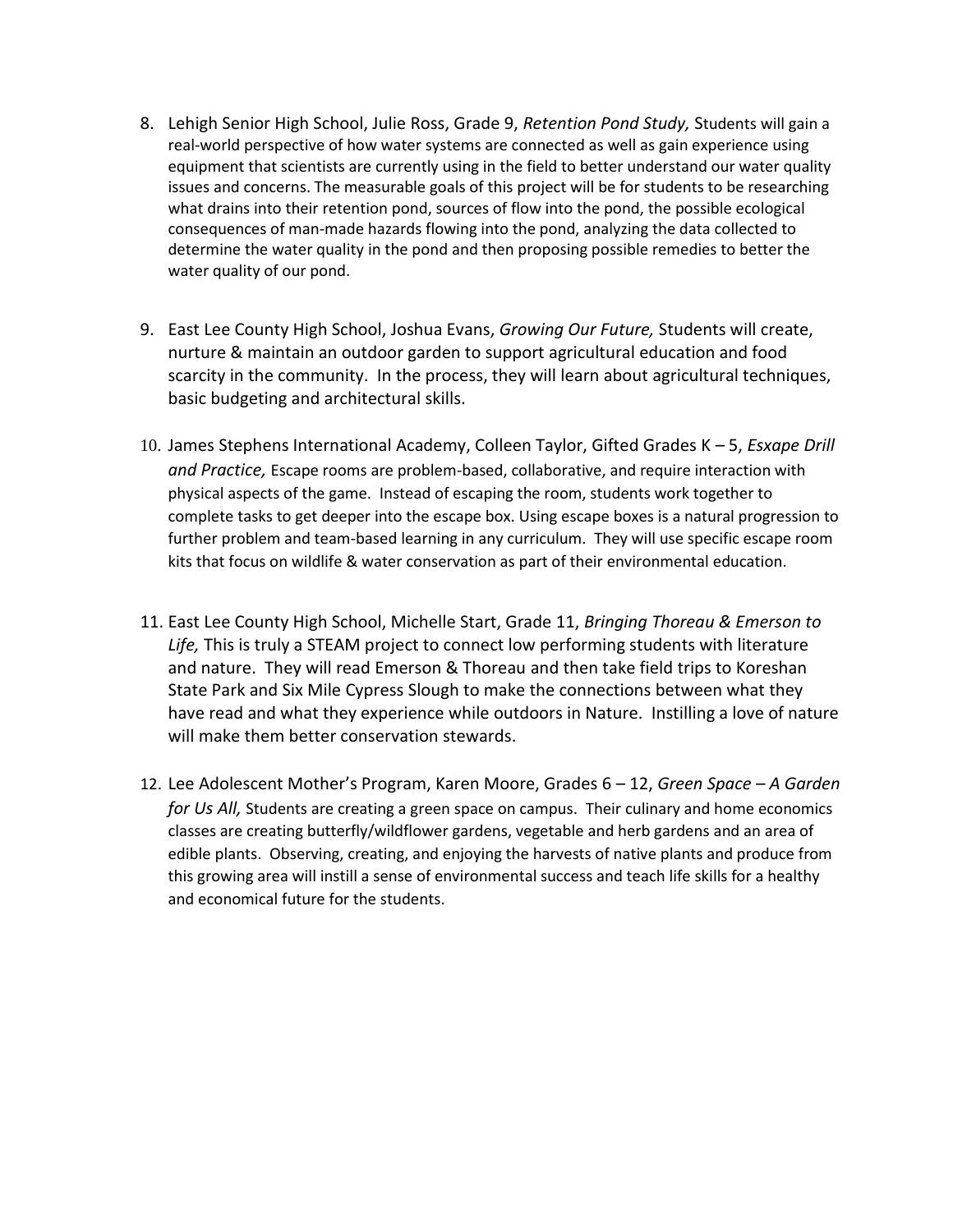8. Lehigh Senior High School, Julie Ross, Grade 9, *Retention Pond Study,* Students will gain a real-world perspective of how water systems are connected as well as gain experience using equipment that scientists are currently using in the field to better understand our water quality issues and concerns. The measurable goals of this project will be for students to be researching what drains into their retention pond, sources of flow into the pond, the possible ecological consequences of man-made hazards flowing into the pond, analyzing the data collected to determine the water quality in the pond and then proposing possible remedies to better the water quality of our pond.

9. East Lee County High School, Joshua Evans, *Growing Our Future,* Students will create, nurture & maintain an outdoor garden to support agricultural education and food scarcity in the community. In the process, they will learn about agricultural techniques, basic budgeting and architectural skills.

10. James Stephens International Academy, Colleen Taylor, Gifted Grades K – 5, *Esxape Drill and Practice,* Escape rooms are problem-based, collaborative, and require interaction with physical aspects of the game. Instead of escaping the room, students work together to complete tasks to get deeper into the escape box. Using escape boxes is a natural progression to further problem and team-based learning in any curriculum. They will use specific escape room kits that focus on wildlife & water conservation as part of their environmental education.

11. East Lee County High School, Michelle Start, Grade 11, *Bringing Thoreau & Emerson to Life,* This is truly a STEAM project to connect low performing students with literature and nature. They will read Emerson & Thoreau and then take field trips to Koreshan State Park and Six Mile Cypress Slough to make the connections between what they have read and what they experience while outdoors in Nature. Instilling a love of nature will make them better conservation stewards.

12. Lee Adolescent Mother's Program, Karen Moore, Grades 6 – 12, *Green Space – A Garden for Us All,* Students are creating a green space on campus. Their culinary and home economics classes are creating butterfly/wildflower gardens, vegetable and herb gardens and an area of edible plants. Observing, creating, and enjoying the harvests of native plants and produce from this growing area will instill a sense of environmental success and teach life skills for a healthy and economical future for the students.